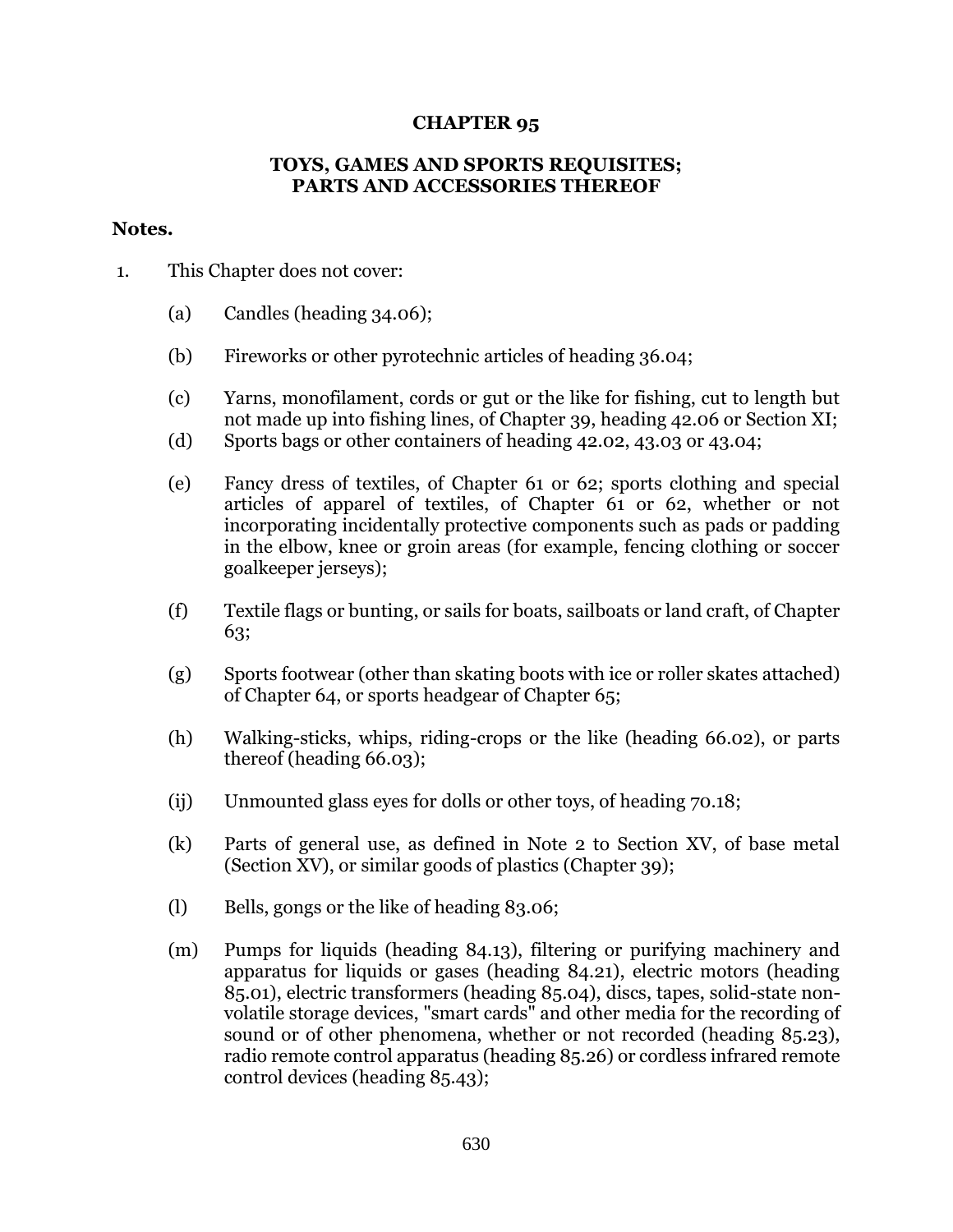# CHAPTER 95

## TOYS, GAMES AND SPORTS REQUISITES; PARTS AND ACCESSORIES THEREOF

**Notes.**

1. This Chapter does not cover:

   (a) Candles (heading 34.06);

   (b) Fireworks or other pyrotechnic articles of heading 36.04;

   (c) Yarns, monofilament, cords or gut or the like for fishing, cut to length but not made up into fishing lines, of Chapter 39, heading 42.06 or Section XI;

   (d) Sports bags or other containers of heading 42.02, 43.03 or 43.04;

   (e) Fancy dress of textiles, of Chapter 61 or 62; sports clothing and special articles of apparel of textiles, of Chapter 61 or 62, whether or not incorporating incidentally protective components such as pads or padding in the elbow, knee or groin areas (for example, fencing clothing or soccer goalkeeper jerseys);

   (f) Textile flags or bunting, or sails for boats, sailboats or land craft, of Chapter 63;

   (g) Sports footwear (other than skating boots with ice or roller skates attached) of Chapter 64, or sports headgear of Chapter 65;

   (h) Walking-sticks, whips, riding-crops or the like (heading 66.02), or parts thereof (heading 66.03);

   (ij) Unmounted glass eyes for dolls or other toys, of heading 70.18;

   (k) Parts of general use, as defined in Note 2 to Section XV, of base metal (Section XV), or similar goods of plastics (Chapter 39);

   (l) Bells, gongs or the like of heading 83.06;

   (m) Pumps for liquids (heading 84.13), filtering or purifying machinery and apparatus for liquids or gases (heading 84.21), electric motors (heading 85.01), electric transformers (heading 85.04), discs, tapes, solid-state non-volatile storage devices, "smart cards" and other media for the recording of sound or of other phenomena, whether or not recorded (heading 85.23), radio remote control apparatus (heading 85.26) or cordless infrared remote control devices (heading 85.43);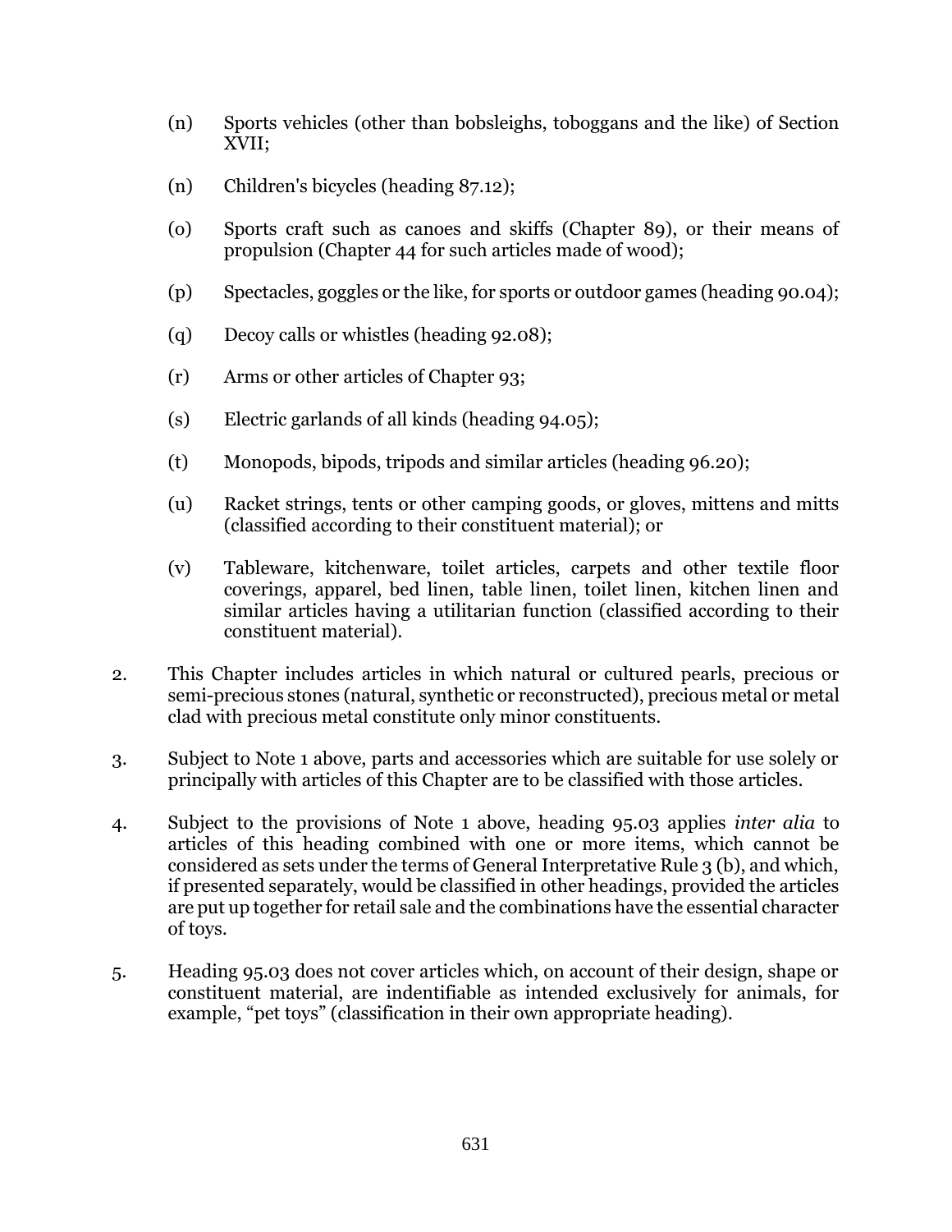(n) Sports vehicles (other than bobsleighs, toboggans and the like) of Section XVII;

(n) Children's bicycles (heading 87.12);

(o) Sports craft such as canoes and skiffs (Chapter 89), or their means of propulsion (Chapter 44 for such articles made of wood);

(p) Spectacles, goggles or the like, for sports or outdoor games (heading 90.04);

(q) Decoy calls or whistles (heading 92.08);

(r) Arms or other articles of Chapter 93;

(s) Electric garlands of all kinds (heading 94.05);

(t) Monopods, bipods, tripods and similar articles (heading 96.20);

(u) Racket strings, tents or other camping goods, or gloves, mittens and mitts (classified according to their constituent material); or

(v) Tableware, kitchenware, toilet articles, carpets and other textile floor coverings, apparel, bed linen, table linen, toilet linen, kitchen linen and similar articles having a utilitarian function (classified according to their constituent material).

2. This Chapter includes articles in which natural or cultured pearls, precious or semi-precious stones (natural, synthetic or reconstructed), precious metal or metal clad with precious metal constitute only minor constituents.

3. Subject to Note 1 above, parts and accessories which are suitable for use solely or principally with articles of this Chapter are to be classified with those articles.

4. Subject to the provisions of Note 1 above, heading 95.03 applies *inter alia* to articles of this heading combined with one or more items, which cannot be considered as sets under the terms of General Interpretative Rule 3 (b), and which, if presented separately, would be classified in other headings, provided the articles are put up together for retail sale and the combinations have the essential character of toys.

5. Heading 95.03 does not cover articles which, on account of their design, shape or constituent material, are indentifiable as intended exclusively for animals, for example, "pet toys" (classification in their own appropriate heading).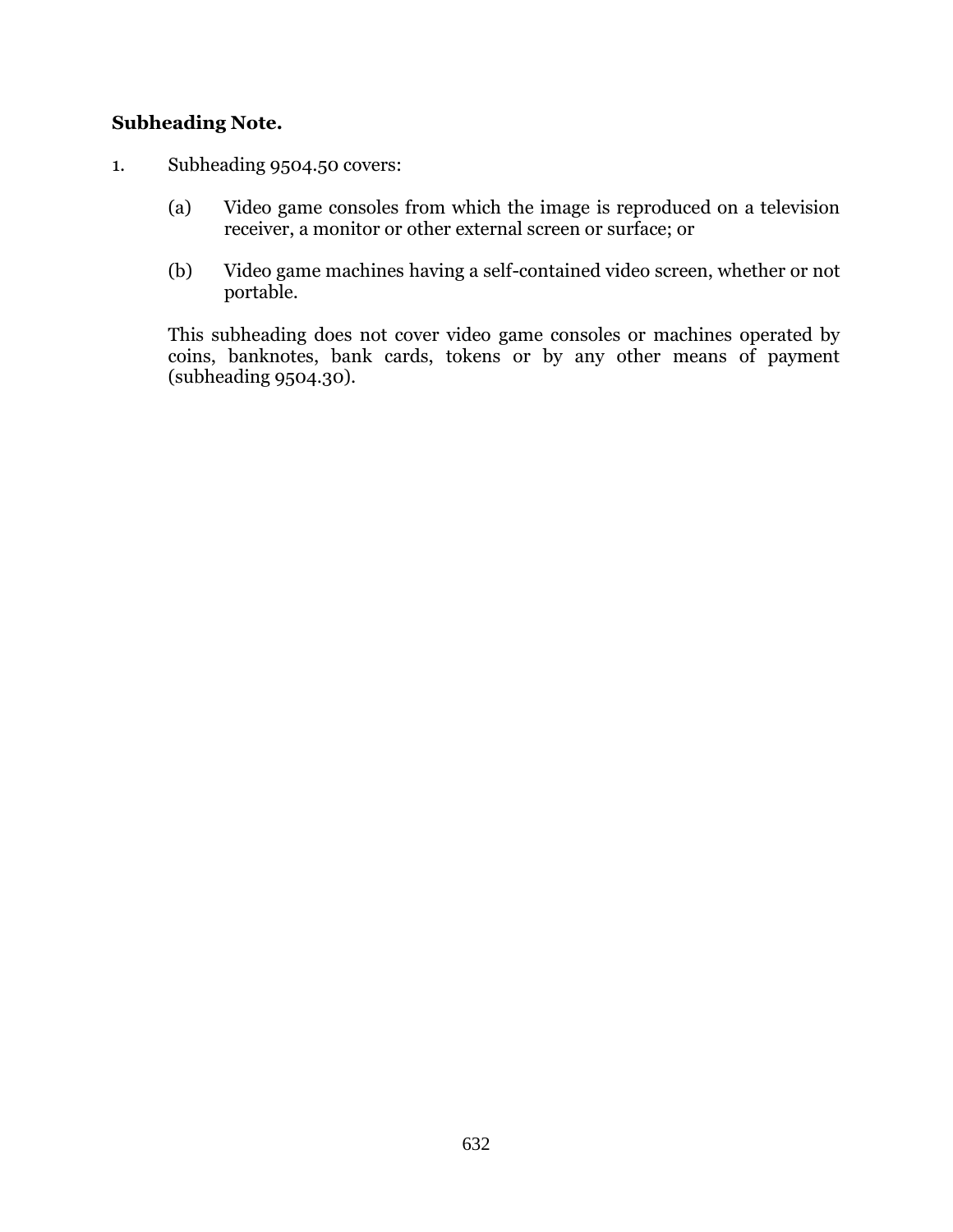**Subheading Note.**

1. Subheading 9504.50 covers:

   (a) Video game consoles from which the image is reproduced on a television receiver, a monitor or other external screen or surface; or

   (b) Video game machines having a self-contained video screen, whether or not portable.

   This subheading does not cover video game consoles or machines operated by coins, banknotes, bank cards, tokens or by any other means of payment (subheading 9504.30).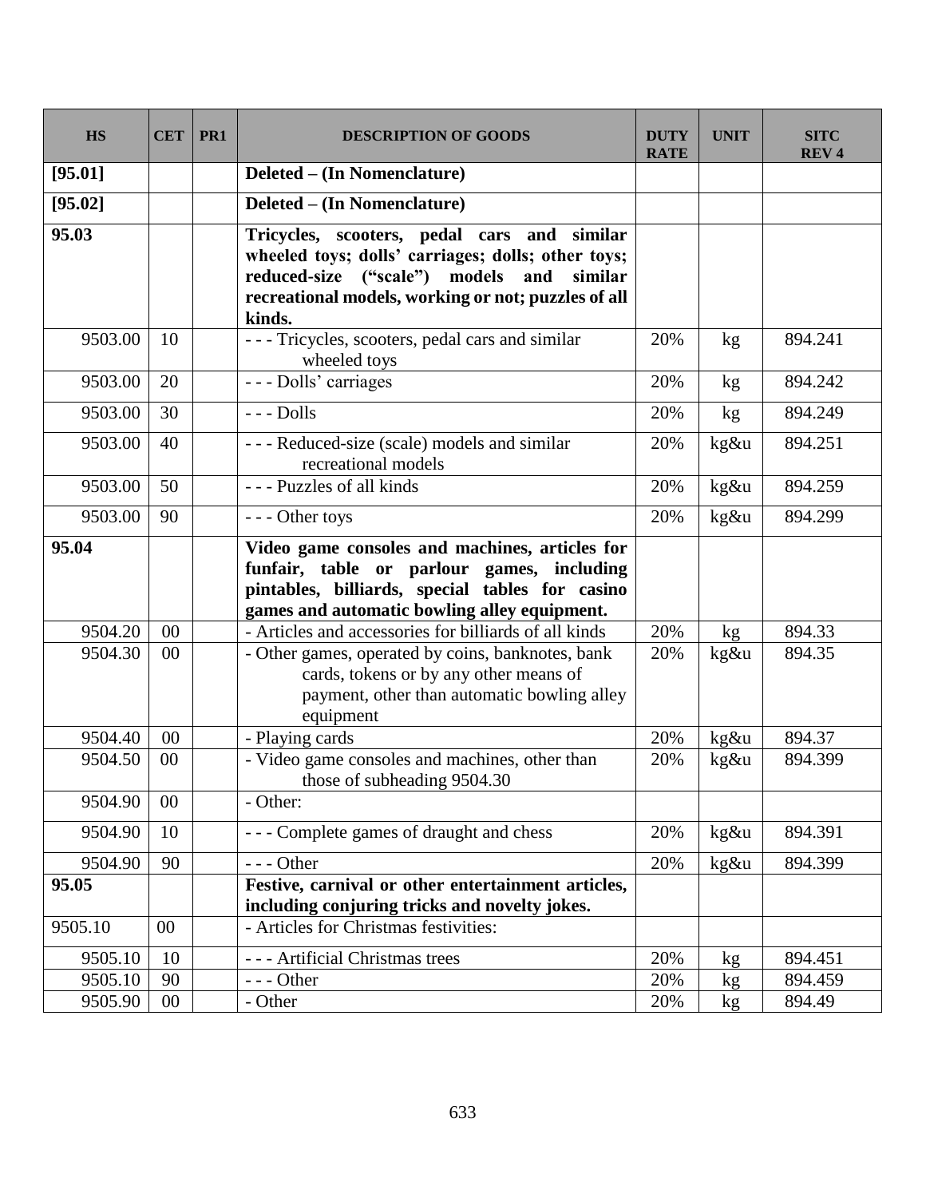| HS | CET | PR1 | DESCRIPTION OF GOODS | DUTY RATE | UNIT | SITC REV 4 |
|---|---|---|---|---|---|---|
| **[95.01]** | | | **Deleted – (In Nomenclature)** | | | |
| **[95.02]** | | | **Deleted – (In Nomenclature)** | | | |
| **95.03** | | | **Tricycles, scooters, pedal cars and similar wheeled toys; dolls' carriages; dolls; other toys; reduced-size ("scale") models and similar recreational models, working or not; puzzles of all kinds.** | | | |
| 9503.00 | 10 | | - - - Tricycles, scooters, pedal cars and similar wheeled toys | 20% | kg | 894.241 |
| 9503.00 | 20 | | - - - Dolls' carriages | 20% | kg | 894.242 |
| 9503.00 | 30 | | - - - Dolls | 20% | kg | 894.249 |
| 9503.00 | 40 | | - - - Reduced-size (scale) models and similar recreational models | 20% | kg&u | 894.251 |
| 9503.00 | 50 | | - - - Puzzles of all kinds | 20% | kg&u | 894.259 |
| 9503.00 | 90 | | - - - Other toys | 20% | kg&u | 894.299 |
| **95.04** | | | **Video game consoles and machines, articles for funfair, table or parlour games, including pintables, billiards, special tables for casino games and automatic bowling alley equipment.** | | | |
| 9504.20 | 00 | | - Articles and accessories for billiards of all kinds | 20% | kg | 894.33 |
| 9504.30 | 00 | | - Other games, operated by coins, banknotes, bank cards, tokens or by any other means of payment, other than automatic bowling alley equipment | 20% | kg&u | 894.35 |
| 9504.40 | 00 | | - Playing cards | 20% | kg&u | 894.37 |
| 9504.50 | 00 | | - Video game consoles and machines, other than those of subheading 9504.30 | 20% | kg&u | 894.399 |
| 9504.90 | 00 | | - Other: | | | |
| 9504.90 | 10 | | - - - Complete games of draught and chess | 20% | kg&u | 894.391 |
| 9504.90 | 90 | | - - - Other | 20% | kg&u | 894.399 |
| **95.05** | | | **Festive, carnival or other entertainment articles, including conjuring tricks and novelty jokes.** | | | |
| 9505.10 | 00 | | - Articles for Christmas festivities: | | | |
| 9505.10 | 10 | | - - - Artificial Christmas trees | 20% | kg | 894.451 |
| 9505.10 | 90 | | - - - Other | 20% | kg | 894.459 |
| 9505.90 | 00 | | - Other | 20% | kg | 894.49 |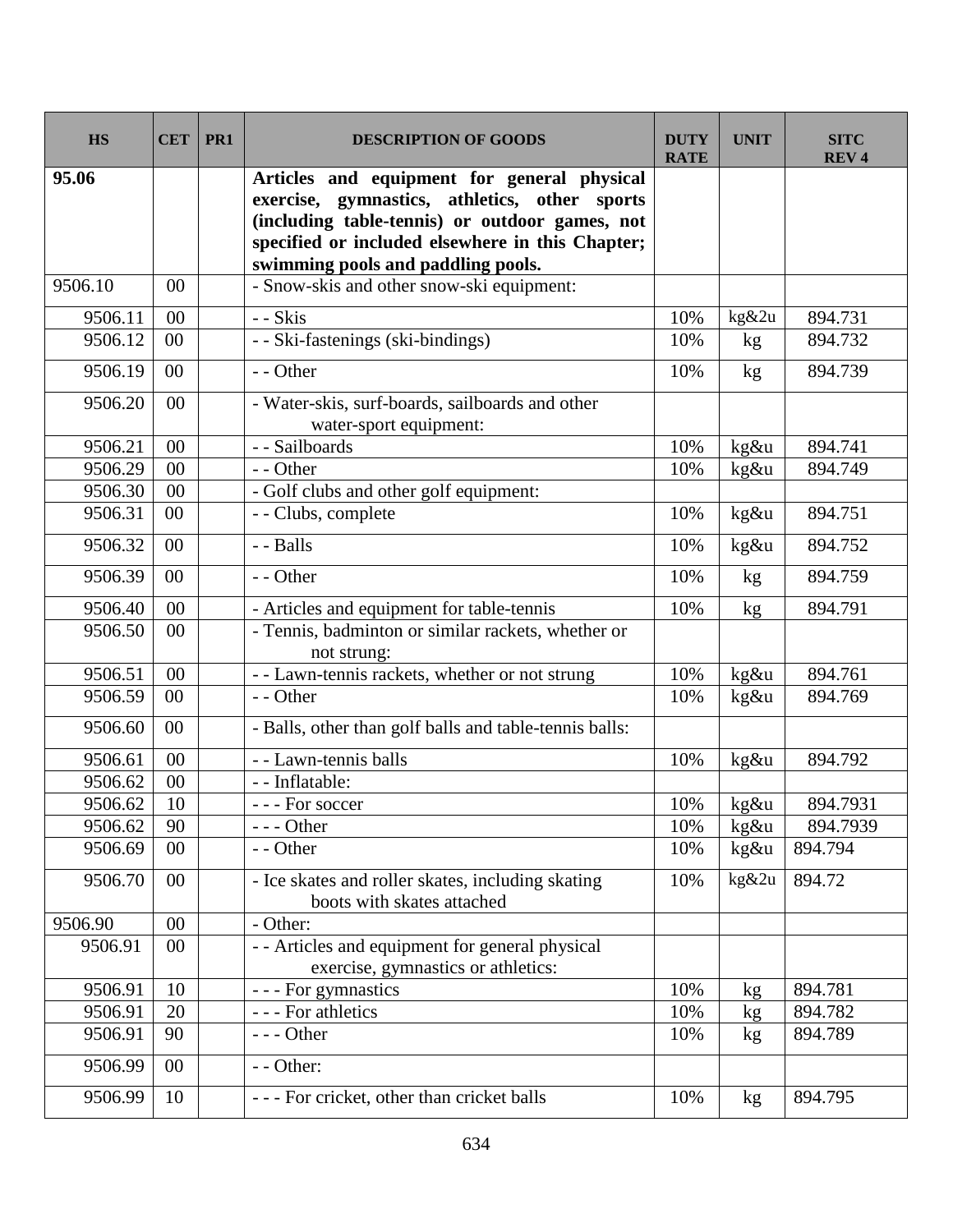| HS | CET | PR1 | DESCRIPTION OF GOODS | DUTY RATE | UNIT | SITC REV 4 |
|---|---|---|---|---|---|---|
| **95.06** | | | **Articles and equipment for general physical exercise, gymnastics, athletics, other sports (including table-tennis) or outdoor games, not specified or included elsewhere in this Chapter; swimming pools and paddling pools.** | | | |
| 9506.10 | 00 | | - Snow-skis and other snow-ski equipment: | | | |
| 9506.11 | 00 | | - - Skis | 10% | kg&2u | 894.731 |
| 9506.12 | 00 | | - - Ski-fastenings (ski-bindings) | 10% | kg | 894.732 |
| 9506.19 | 00 | | - - Other | 10% | kg | 894.739 |
| 9506.20 | 00 | | - Water-skis, surf-boards, sailboards and other water-sport equipment: | | | |
| 9506.21 | 00 | | - - Sailboards | 10% | kg&u | 894.741 |
| 9506.29 | 00 | | - - Other | 10% | kg&u | 894.749 |
| 9506.30 | 00 | | - Golf clubs and other golf equipment: | | | |
| 9506.31 | 00 | | - - Clubs, complete | 10% | kg&u | 894.751 |
| 9506.32 | 00 | | - - Balls | 10% | kg&u | 894.752 |
| 9506.39 | 00 | | - - Other | 10% | kg | 894.759 |
| 9506.40 | 00 | | - Articles and equipment for table-tennis | 10% | kg | 894.791 |
| 9506.50 | 00 | | - Tennis, badminton or similar rackets, whether or not strung: | | | |
| 9506.51 | 00 | | - - Lawn-tennis rackets, whether or not strung | 10% | kg&u | 894.761 |
| 9506.59 | 00 | | - - Other | 10% | kg&u | 894.769 |
| 9506.60 | 00 | | - Balls, other than golf balls and table-tennis balls: | | | |
| 9506.61 | 00 | | - - Lawn-tennis balls | 10% | kg&u | 894.792 |
| 9506.62 | 00 | | - - Inflatable: | | | |
| 9506.62 | 10 | | - - - For soccer | 10% | kg&u | 894.7931 |
| 9506.62 | 90 | | - - - Other | 10% | kg&u | 894.7939 |
| 9506.69 | 00 | | - - Other | 10% | kg&u | 894.794 |
| 9506.70 | 00 | | - Ice skates and roller skates, including skating boots with skates attached | 10% | kg&2u | 894.72 |
| 9506.90 | 00 | | - Other: | | | |
| 9506.91 | 00 | | - - Articles and equipment for general physical exercise, gymnastics or athletics: | | | |
| 9506.91 | 10 | | - - - For gymnastics | 10% | kg | 894.781 |
| 9506.91 | 20 | | - - - For athletics | 10% | kg | 894.782 |
| 9506.91 | 90 | | - - - Other | 10% | kg | 894.789 |
| 9506.99 | 00 | | - - Other: | | | |
| 9506.99 | 10 | | - - - For cricket, other than cricket balls | 10% | kg | 894.795 |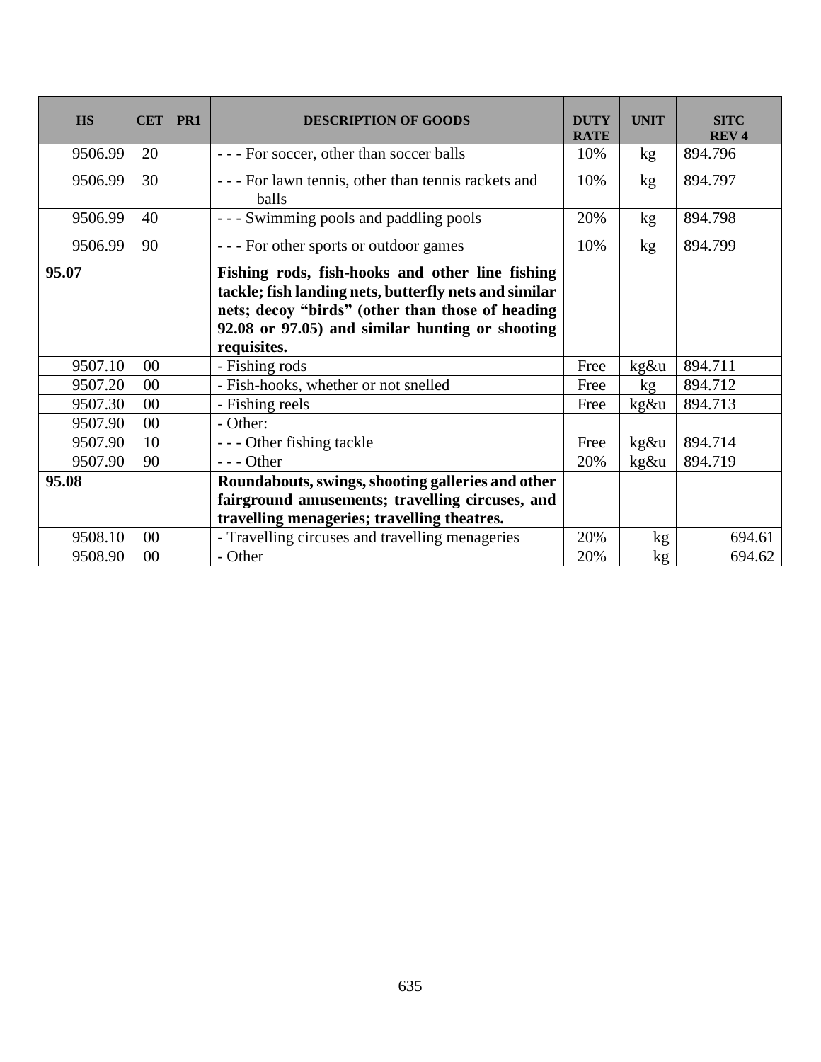| HS | CET | PR1 | DESCRIPTION OF GOODS | DUTY RATE | UNIT | SITC REV 4 |
|---|---|---|---|---|---|---|
| 9506.99 | 20 | | - - - For soccer, other than soccer balls | 10% | kg | 894.796 |
| 9506.99 | 30 | | - - - For lawn tennis, other than tennis rackets and balls | 10% | kg | 894.797 |
| 9506.99 | 40 | | - - - Swimming pools and paddling pools | 20% | kg | 894.798 |
| 9506.99 | 90 | | - - - For other sports or outdoor games | 10% | kg | 894.799 |
| **95.07** | | | **Fishing rods, fish-hooks and other line fishing tackle; fish landing nets, butterfly nets and similar nets; decoy "birds" (other than those of heading 92.08 or 97.05) and similar hunting or shooting requisites.** | | | |
| 9507.10 | 00 | | - Fishing rods | Free | kg&u | 894.711 |
| 9507.20 | 00 | | - Fish-hooks, whether or not snelled | Free | kg | 894.712 |
| 9507.30 | 00 | | - Fishing reels | Free | kg&u | 894.713 |
| 9507.90 | 00 | | - Other: | | | |
| 9507.90 | 10 | | - - - Other fishing tackle | Free | kg&u | 894.714 |
| 9507.90 | 90 | | - - - Other | 20% | kg&u | 894.719 |
| **95.08** | | | **Roundabouts, swings, shooting galleries and other fairground amusements; travelling circuses, and travelling menageries; travelling theatres.** | | | |
| 9508.10 | 00 | | - Travelling circuses and travelling menageries | 20% | kg | 694.61 |
| 9508.90 | 00 | | - Other | 20% | kg | 694.62 |